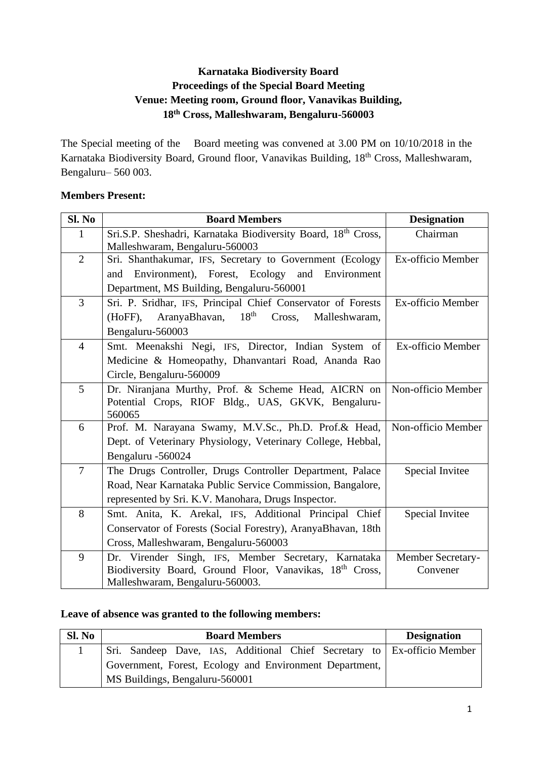**Karnataka Biodiversity Board**
**Proceedings of the Special Board Meeting**
**Venue: Meeting room, Ground floor, Vanavikas Building,**
**18th Cross, Malleshwaram, Bengaluru-560003**

The Special meeting of the Board meeting was convened at 3.00 PM on 10/10/2018 in the Karnataka Biodiversity Board, Ground floor, Vanavikas Building, 18th Cross, Malleshwaram, Bengaluru– 560 003.

**Members Present:**

| Sl. No | Board Members | Designation |
|---|---|---|
| 1 | Sri.S.P. Sheshadri, Karnataka Biodiversity Board, 18th Cross, Malleshwaram, Bengaluru-560003 | Chairman |
| 2 | Sri. Shanthakumar, IFS, Secretary to Government (Ecology and Environment), Forest, Ecology and Environment Department, MS Building, Bengaluru-560001 | Ex-officio Member |
| 3 | Sri. P. Sridhar, IFS, Principal Chief Conservator of Forests (HoFF), AranyaBhavan, 18th Cross, Malleshwaram, Bengaluru-560003 | Ex-officio Member |
| 4 | Smt. Meenakshi Negi, IFS, Director, Indian System of Medicine & Homeopathy, Dhanvantari Road, Ananda Rao Circle, Bengaluru-560009 | Ex-officio Member |
| 5 | Dr. Niranjana Murthy, Prof. & Scheme Head, AICRN on Potential Crops, RIOF Bldg., UAS, GKVK, Bengaluru-560065 | Non-officio Member |
| 6 | Prof. M. Narayana Swamy, M.V.Sc., Ph.D. Prof.& Head, Dept. of Veterinary Physiology, Veterinary College, Hebbal, Bengaluru -560024 | Non-officio Member |
| 7 | The Drugs Controller, Drugs Controller Department, Palace Road, Near Karnataka Public Service Commission, Bangalore, represented by Sri. K.V. Manohara, Drugs Inspector. | Special Invitee |
| 8 | Smt. Anita, K. Arekal, IFS, Additional Principal Chief Conservator of Forests (Social Forestry), AranyaBhavan, 18th Cross, Malleshwaram, Bengaluru-560003 | Special Invitee |
| 9 | Dr. Virender Singh, IFS, Member Secretary, Karnataka Biodiversity Board, Ground Floor, Vanavikas, 18th Cross, Malleshwaram, Bengaluru-560003. | Member Secretary-Convener |

**Leave of absence was granted to the following members:**

| Sl. No | Board Members | Designation |
|---|---|---|
| 1 | Sri. Sandeep Dave, IAS, Additional Chief Secretary to Government, Forest, Ecology and Environment Department, MS Buildings, Bengaluru-560001 | Ex-officio Member |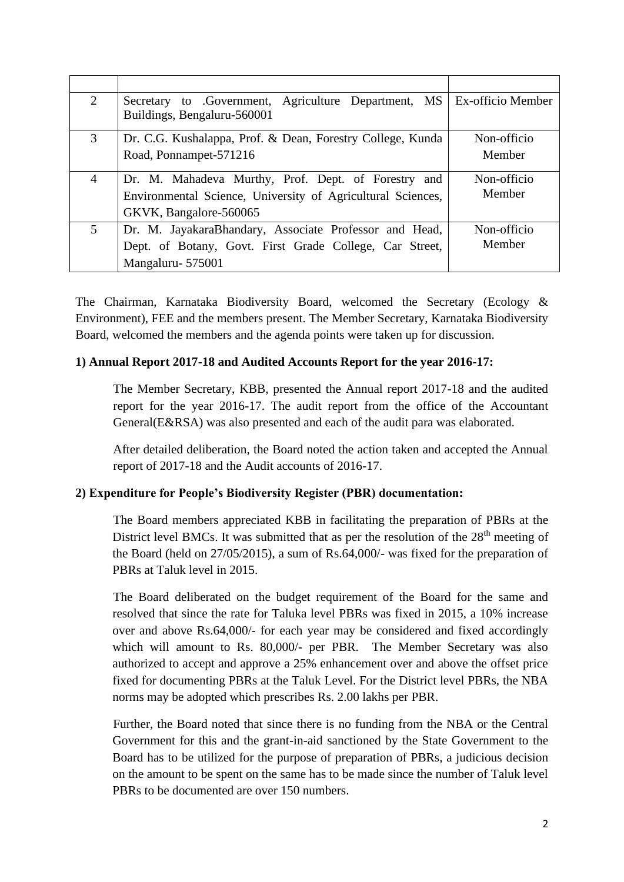|  |  |  |
|---|---|---|
| 2 | Secretary to .Government, Agriculture Department, MS Buildings, Bengaluru-560001 | Ex-officio Member |
| 3 | Dr. C.G. Kushalappa, Prof. & Dean, Forestry College, Kunda Road, Ponnampet-571216 | Non-officio Member |
| 4 | Dr. M. Mahadeva Murthy, Prof. Dept. of Forestry and Environmental Science, University of Agricultural Sciences, GKVK, Bangalore-560065 | Non-officio Member |
| 5 | Dr. M. JayakaraBhandary, Associate Professor and Head, Dept. of Botany, Govt. First Grade College, Car Street, Mangaluru- 575001 | Non-officio Member |

The Chairman, Karnataka Biodiversity Board, welcomed the Secretary (Ecology & Environment), FEE and the members present. The Member Secretary, Karnataka Biodiversity Board, welcomed the members and the agenda points were taken up for discussion.

**1) Annual Report 2017-18 and Audited Accounts Report for the year 2016-17:**

The Member Secretary, KBB, presented the Annual report 2017-18 and the audited report for the year 2016-17. The audit report from the office of the Accountant General(E&RSA) was also presented and each of the audit para was elaborated.

After detailed deliberation, the Board noted the action taken and accepted the Annual report of 2017-18 and the Audit accounts of 2016-17.

**2) Expenditure for People's Biodiversity Register (PBR) documentation:**

The Board members appreciated KBB in facilitating the preparation of PBRs at the District level BMCs. It was submitted that as per the resolution of the 28th meeting of the Board (held on 27/05/2015), a sum of Rs.64,000/- was fixed for the preparation of PBRs at Taluk level in 2015.

The Board deliberated on the budget requirement of the Board for the same and resolved that since the rate for Taluka level PBRs was fixed in 2015, a 10% increase over and above Rs.64,000/- for each year may be considered and fixed accordingly which will amount to Rs. 80,000/- per PBR. The Member Secretary was also authorized to accept and approve a 25% enhancement over and above the offset price fixed for documenting PBRs at the Taluk Level. For the District level PBRs, the NBA norms may be adopted which prescribes Rs. 2.00 lakhs per PBR.

Further, the Board noted that since there is no funding from the NBA or the Central Government for this and the grant-in-aid sanctioned by the State Government to the Board has to be utilized for the purpose of preparation of PBRs, a judicious decision on the amount to be spent on the same has to be made since the number of Taluk level PBRs to be documented are over 150 numbers.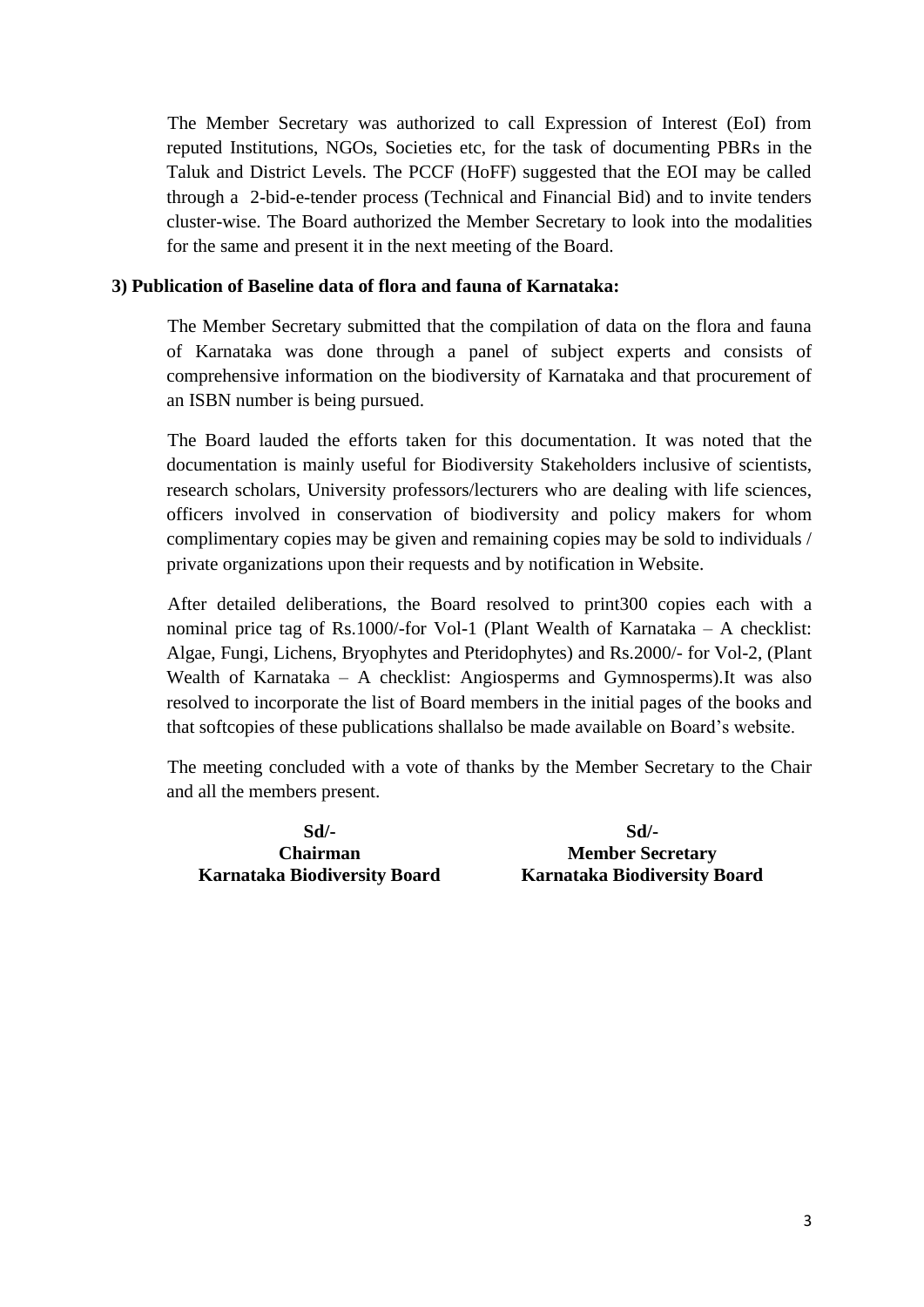The Member Secretary was authorized to call Expression of Interest (EoI) from reputed Institutions, NGOs, Societies etc, for the task of documenting PBRs in the Taluk and District Levels. The PCCF (HoFF) suggested that the EOI may be called through a 2-bid-e-tender process (Technical and Financial Bid) and to invite tenders cluster-wise. The Board authorized the Member Secretary to look into the modalities for the same and present it in the next meeting of the Board.

**3) Publication of Baseline data of flora and fauna of Karnataka:**

The Member Secretary submitted that the compilation of data on the flora and fauna of Karnataka was done through a panel of subject experts and consists of comprehensive information on the biodiversity of Karnataka and that procurement of an ISBN number is being pursued.

The Board lauded the efforts taken for this documentation. It was noted that the documentation is mainly useful for Biodiversity Stakeholders inclusive of scientists, research scholars, University professors/lecturers who are dealing with life sciences, officers involved in conservation of biodiversity and policy makers for whom complimentary copies may be given and remaining copies may be sold to individuals / private organizations upon their requests and by notification in Website.

After detailed deliberations, the Board resolved to print300 copies each with a nominal price tag of Rs.1000/-for Vol-1 (Plant Wealth of Karnataka – A checklist: Algae, Fungi, Lichens, Bryophytes and Pteridophytes) and Rs.2000/- for Vol-2, (Plant Wealth of Karnataka – A checklist: Angiosperms and Gymnosperms).It was also resolved to incorporate the list of Board members in the initial pages of the books and that softcopies of these publications shallalso be made available on Board's website.

The meeting concluded with a vote of thanks by the Member Secretary to the Chair and all the members present.

| | |
|---|---|
| **Sd/-** | **Sd/-** |
| **Chairman** | **Member Secretary** |
| **Karnataka Biodiversity Board** | **Karnataka Biodiversity Board** |